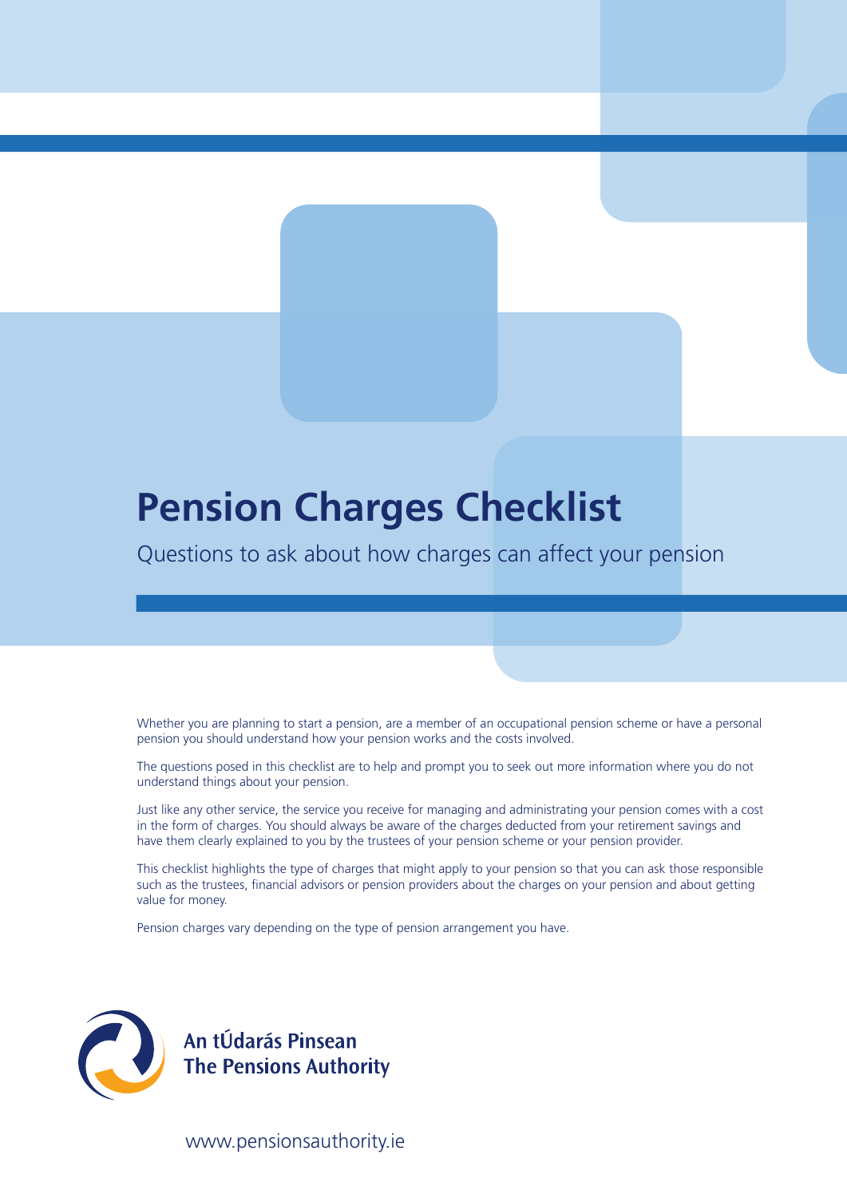# Pension Charges Checklist

Questions to ask about how charges can affect your pension

Whether you are planning to start a pension, are a member of an occupational pension scheme or have a personal pension you should understand how your pension works and the costs involved.

The questions posed in this checklist are to help and prompt you to seek out more information where you do not understand things about your pension.

Just like any other service, the service you receive for managing and administrating your pension comes with a cost in the form of charges. You should always be aware of the charges deducted from your retirement savings and have them clearly explained to you by the trustees of your pension scheme or your pension provider.

This checklist highlights the type of charges that might apply to your pension so that you can ask those responsible such as the trustees, financial advisors or pension providers about the charges on your pension and about getting value for money.

Pension charges vary depending on the type of pension arrangement you have.

An tÚdarás Pinsean
The Pensions Authority

www.pensionsauthority.ie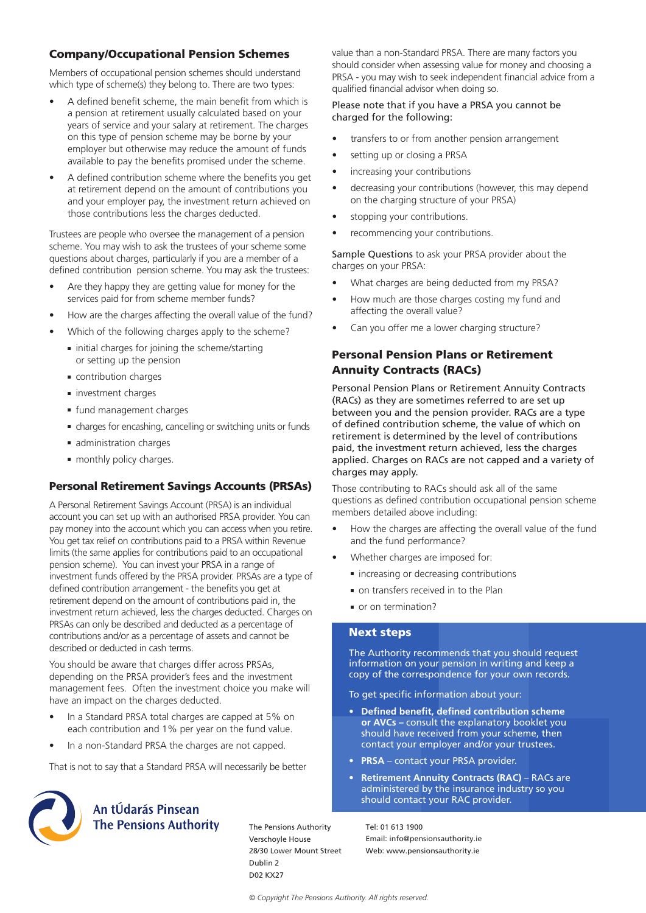## Company/Occupational Pension Schemes

Members of occupational pension schemes should understand which type of scheme(s) they belong to. There are two types:

- A defined benefit scheme, the main benefit from which is a pension at retirement usually calculated based on your years of service and your salary at retirement. The charges on this type of pension scheme may be borne by your employer but otherwise may reduce the amount of funds available to pay the benefits promised under the scheme.
- A defined contribution scheme where the benefits you get at retirement depend on the amount of contributions you and your employer pay, the investment return achieved on those contributions less the charges deducted.

Trustees are people who oversee the management of a pension scheme. You may wish to ask the trustees of your scheme some questions about charges, particularly if you are a member of a defined contribution pension scheme. You may ask the trustees:

- Are they happy they are getting value for money for the services paid for from scheme member funds?
- How are the charges affecting the overall value of the fund?
- Which of the following charges apply to the scheme?
  - initial charges for joining the scheme/starting or setting up the pension
  - contribution charges
  - investment charges
  - fund management charges
  - charges for encashing, cancelling or switching units or funds
  - administration charges
  - monthly policy charges.

## Personal Retirement Savings Accounts (PRSAs)

A Personal Retirement Savings Account (PRSA) is an individual account you can set up with an authorised PRSA provider. You can pay money into the account which you can access when you retire. You get tax relief on contributions paid to a PRSA within Revenue limits (the same applies for contributions paid to an occupational pension scheme). You can invest your PRSA in a range of investment funds offered by the PRSA provider. PRSAs are a type of defined contribution arrangement - the benefits you get at retirement depend on the amount of contributions paid in, the investment return achieved, less the charges deducted. Charges on PRSAs can only be described and deducted as a percentage of contributions and/or as a percentage of assets and cannot be described or deducted in cash terms.

You should be aware that charges differ across PRSAs, depending on the PRSA provider's fees and the investment management fees. Often the investment choice you make will have an impact on the charges deducted.

- In a Standard PRSA total charges are capped at 5% on each contribution and 1% per year on the fund value.
- In a non-Standard PRSA the charges are not capped.

That is not to say that a Standard PRSA will necessarily be better value than a non-Standard PRSA. There are many factors you should consider when assessing value for money and choosing a PRSA - you may wish to seek independent financial advice from a qualified financial advisor when doing so.

Please note that if you have a PRSA you cannot be charged for the following:

- transfers to or from another pension arrangement
- setting up or closing a PRSA
- increasing your contributions
- decreasing your contributions (however, this may depend on the charging structure of your PRSA)
- stopping your contributions.
- recommencing your contributions.

Sample Questions to ask your PRSA provider about the charges on your PRSA:

- What charges are being deducted from my PRSA?
- How much are those charges costing my fund and affecting the overall value?
- Can you offer me a lower charging structure?

## Personal Pension Plans or Retirement Annuity Contracts (RACs)

Personal Pension Plans or Retirement Annuity Contracts (RACs) as they are sometimes referred to are set up between you and the pension provider. RACs are a type of defined contribution scheme, the value of which on retirement is determined by the level of contributions paid, the investment return achieved, less the charges applied. Charges on RACs are not capped and a variety of charges may apply.

Those contributing to RACs should ask all of the same questions as defined contribution occupational pension scheme members detailed above including:

- How the charges are affecting the overall value of the fund and the fund performance?
- Whether charges are imposed for:
  - increasing or decreasing contributions
  - on transfers received in to the Plan
  - or on termination?

## Next steps

The Authority recommends that you should request information on your pension in writing and keep a copy of the correspondence for your own records.

To get specific information about your:

- **Defined benefit, defined contribution scheme or AVCs** – consult the explanatory booklet you should have received from your scheme, then contact your employer and/or your trustees.
- **PRSA** – contact your PRSA provider.
- **Retirement Annuity Contracts (RAC)** – RACs are administered by the insurance industry so you should contact your RAC provider.

An tÚdarás Pinsean
The Pensions Authority

The Pensions Authority
Verschoyle House
28/30 Lower Mount Street
Dublin 2
D02 KX27

Tel: 01 613 1900
Email: info@pensionsauthority.ie
Web: www.pensionsauthority.ie

*© Copyright The Pensions Authority. All rights reserved.*